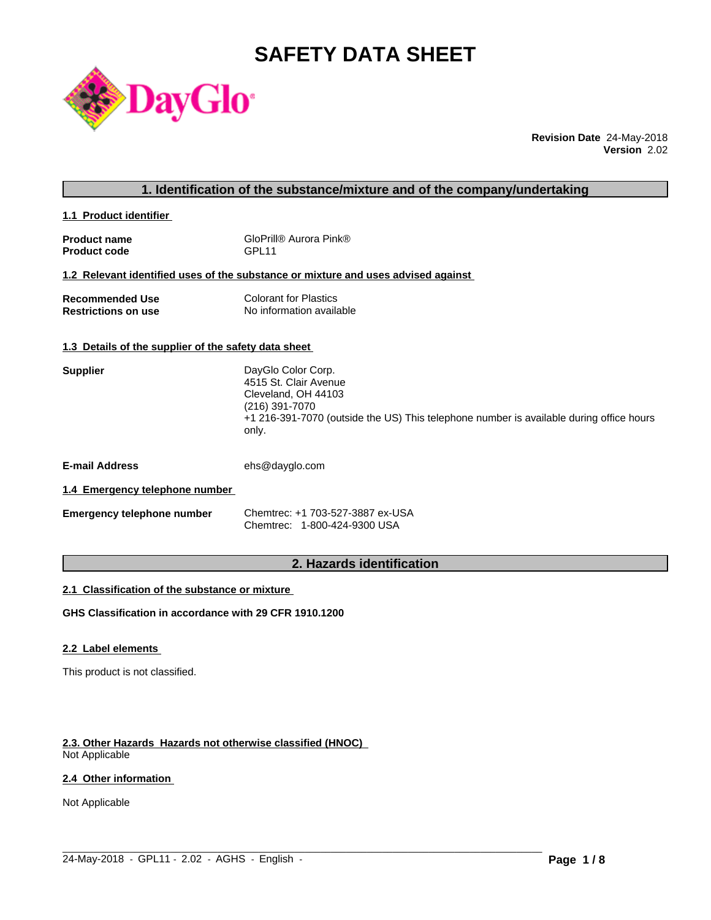# SAFETY DATA SHEET

**Revision Date** 24-May-2018
**Version** 2.02

## 1. Identification of the substance/mixture and of the company/undertaking

### 1.1 Product identifier

| | |
|---|---|
| **Product name** | GloPrill® Aurora Pink® |
| **Product code** | GPL11 |

### 1.2 Relevant identified uses of the substance or mixture and uses advised against

| | |
|---|---|
| **Recommended Use** | Colorant for Plastics |
| **Restrictions on use** | No information available |

### 1.3 Details of the supplier of the safety data sheet

**Supplier**
DayGlo Color Corp.
4515 St. Clair Avenue
Cleveland, OH 44103
(216) 391-7070
+1 216-391-7070 (outside the US) This telephone number is available during office hours only.

**E-mail Address** ehs@dayglo.com

### 1.4 Emergency telephone number

**Emergency telephone number**
Chemtrec: +1 703-527-3887 ex-USA
Chemtrec: 1-800-424-9300 USA

## 2. Hazards identification

### 2.1 Classification of the substance or mixture

**GHS Classification in accordance with 29 CFR 1910.1200**

### 2.2 Label elements

This product is not classified.

### 2.3. Other Hazards Hazards not otherwise classified (HNOC)

Not Applicable

### 2.4 Other information

Not Applicable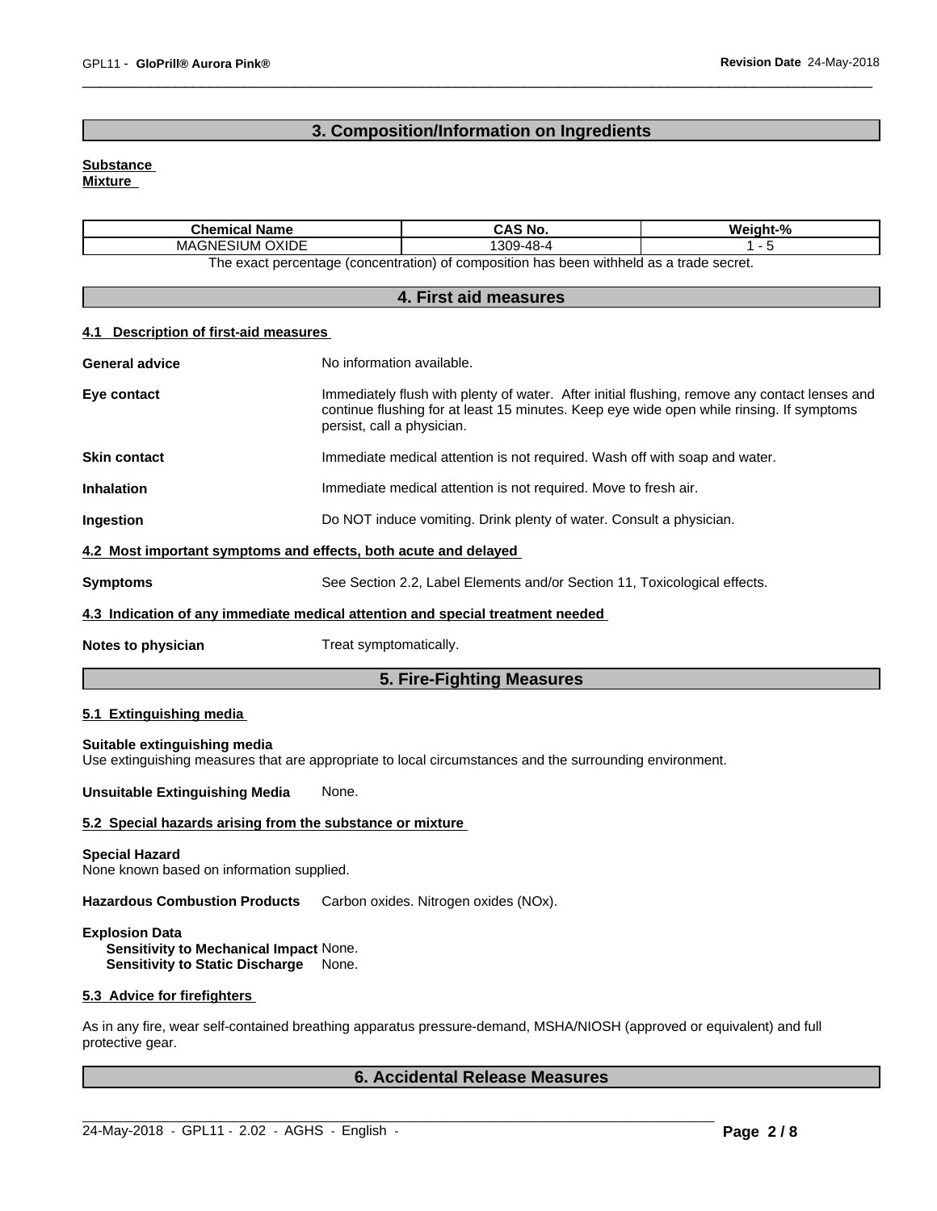## 3. Composition/Information on Ingredients

**Substance**
**Mixture**

| Chemical Name | CAS No. | Weight-% |
|---|---|---|
| MAGNESIUM OXIDE | 1309-48-4 | 1 - 5 |

The exact percentage (concentration) of composition has been withheld as a trade secret.

## 4. First aid measures

### 4.1 Description of first-aid measures

**General advice** No information available.

**Eye contact** Immediately flush with plenty of water. After initial flushing, remove any contact lenses and continue flushing for at least 15 minutes. Keep eye wide open while rinsing. If symptoms persist, call a physician.

**Skin contact** Immediate medical attention is not required. Wash off with soap and water.

**Inhalation** Immediate medical attention is not required. Move to fresh air.

**Ingestion** Do NOT induce vomiting. Drink plenty of water. Consult a physician.

### 4.2 Most important symptoms and effects, both acute and delayed

**Symptoms** See Section 2.2, Label Elements and/or Section 11, Toxicological effects.

### 4.3 Indication of any immediate medical attention and special treatment needed

**Notes to physician** Treat symptomatically.

## 5. Fire-Fighting Measures

### 5.1 Extinguishing media

**Suitable extinguishing media**
Use extinguishing measures that are appropriate to local circumstances and the surrounding environment.

**Unsuitable Extinguishing Media** None.

### 5.2 Special hazards arising from the substance or mixture

**Special Hazard**
None known based on information supplied.

**Hazardous Combustion Products** Carbon oxides. Nitrogen oxides (NOx).

**Explosion Data**
**Sensitivity to Mechanical Impact** None.
**Sensitivity to Static Discharge** None.

### 5.3 Advice for firefighters

As in any fire, wear self-contained breathing apparatus pressure-demand, MSHA/NIOSH (approved or equivalent) and full protective gear.

## 6. Accidental Release Measures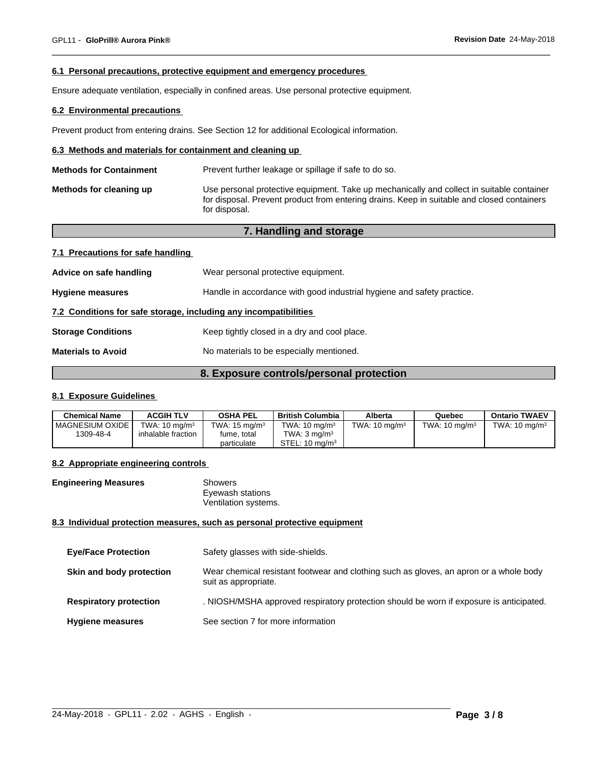#### 6.1 Personal precautions, protective equipment and emergency procedures

Ensure adequate ventilation, especially in confined areas. Use personal protective equipment.

#### 6.2 Environmental precautions

Prevent product from entering drains. See Section 12 for additional Ecological information.

#### 6.3 Methods and materials for containment and cleaning up

**Methods for Containment** Prevent further leakage or spillage if safe to do so.

**Methods for cleaning up** Use personal protective equipment. Take up mechanically and collect in suitable container for disposal. Prevent product from entering drains. Keep in suitable and closed containers for disposal.

## 7. Handling and storage

#### 7.1 Precautions for safe handling

**Advice on safe handling** Wear personal protective equipment.

**Hygiene measures** Handle in accordance with good industrial hygiene and safety practice.

#### 7.2 Conditions for safe storage, including any incompatibilities

**Storage Conditions** Keep tightly closed in a dry and cool place.

**Materials to Avoid** No materials to be especially mentioned.

## 8. Exposure controls/personal protection

#### 8.1 Exposure Guidelines

| Chemical Name | ACGIH TLV | OSHA PEL | British Columbia | Alberta | Quebec | Ontario TWAEV |
|---|---|---|---|---|---|---|
| MAGNESIUM OXIDE 1309-48-4 | TWA: 10 mg/m³ inhalable fraction | TWA: 15 mg/m³ fume, total particulate | TWA: 10 mg/m³ TWA: 3 mg/m³ STEL: 10 mg/m³ | TWA: 10 mg/m³ | TWA: 10 mg/m³ | TWA: 10 mg/m³ |

#### 8.2 Appropriate engineering controls

**Engineering Measures** Showers
Eyewash stations
Ventilation systems.

#### 8.3 Individual protection measures, such as personal protective equipment

**Eye/Face Protection** Safety glasses with side-shields.

**Skin and body protection** Wear chemical resistant footwear and clothing such as gloves, an apron or a whole body suit as appropriate.

**Respiratory protection** . NIOSH/MSHA approved respiratory protection should be worn if exposure is anticipated.

**Hygiene measures** See section 7 for more information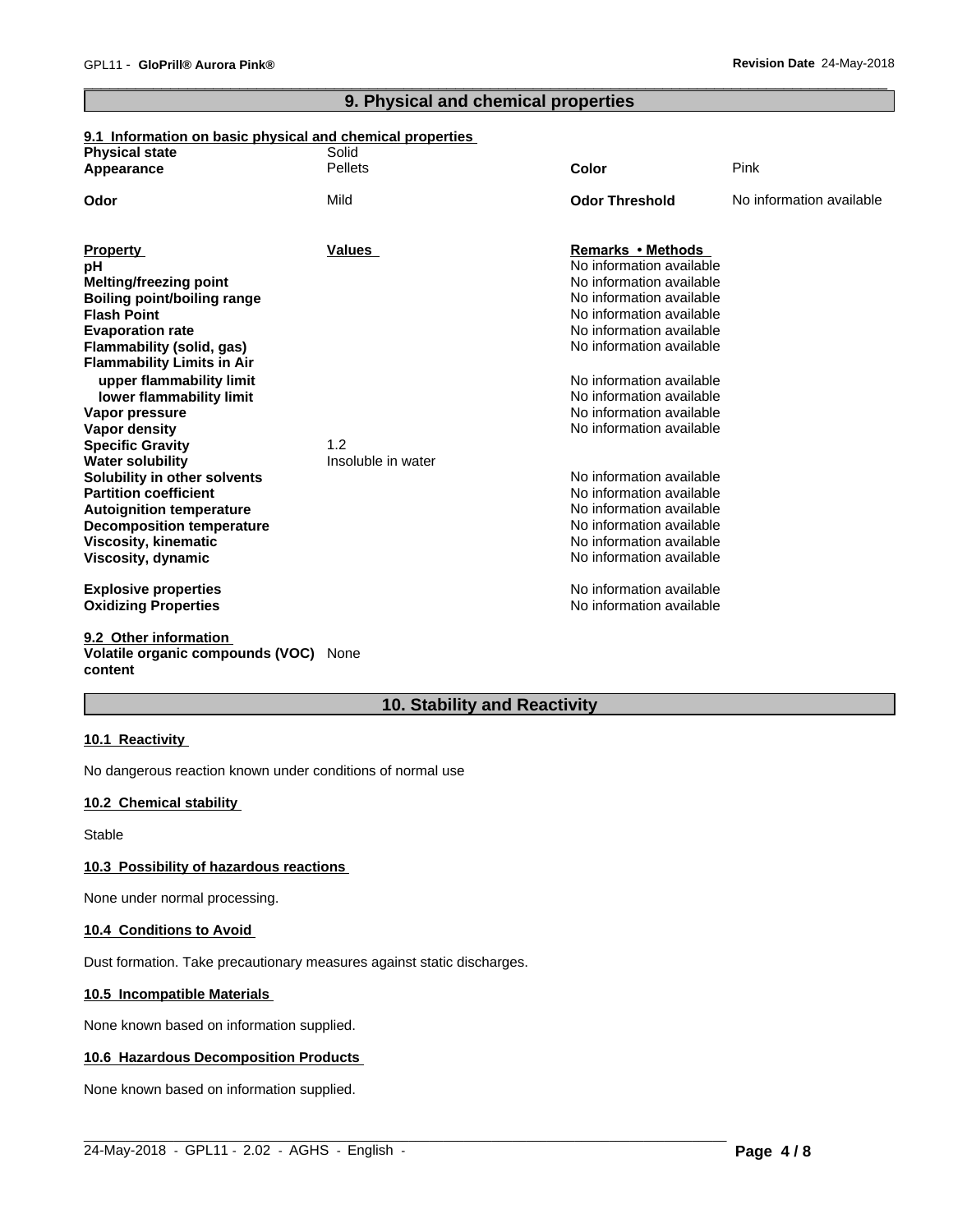## 9. Physical and chemical properties

### 9.1 Information on basic physical and chemical properties

| | | | |
|---|---|---|---|
| **Physical state** | Solid | | |
| **Appearance** | Pellets | **Color** | Pink |
| **Odor** | Mild | **Odor Threshold** | No information available |

| Property | Values | Remarks • Methods |
|---|---|---|
| **pH** | | No information available |
| **Melting/freezing point** | | No information available |
| **Boiling point/boiling range** | | No information available |
| **Flash Point** | | No information available |
| **Evaporation rate** | | No information available |
| **Flammability (solid, gas)** | | No information available |
| **Flammability Limits in Air** | | |
| **upper flammability limit** | | No information available |
| **lower flammability limit** | | No information available |
| **Vapor pressure** | | No information available |
| **Vapor density** | | No information available |
| **Specific Gravity** | 1.2 | |
| **Water solubility** | Insoluble in water | |
| **Solubility in other solvents** | | No information available |
| **Partition coefficient** | | No information available |
| **Autoignition temperature** | | No information available |
| **Decomposition temperature** | | No information available |
| **Viscosity, kinematic** | | No information available |
| **Viscosity, dynamic** | | No information available |
| **Explosive properties** | | No information available |
| **Oxidizing Properties** | | No information available |

### 9.2 Other information

**Volatile organic compounds (VOC) content** None

## 10. Stability and Reactivity

### 10.1 Reactivity

No dangerous reaction known under conditions of normal use

### 10.2 Chemical stability

Stable

### 10.3 Possibility of hazardous reactions

None under normal processing.

### 10.4 Conditions to Avoid

Dust formation. Take precautionary measures against static discharges.

### 10.5 Incompatible Materials

None known based on information supplied.

### 10.6 Hazardous Decomposition Products

None known based on information supplied.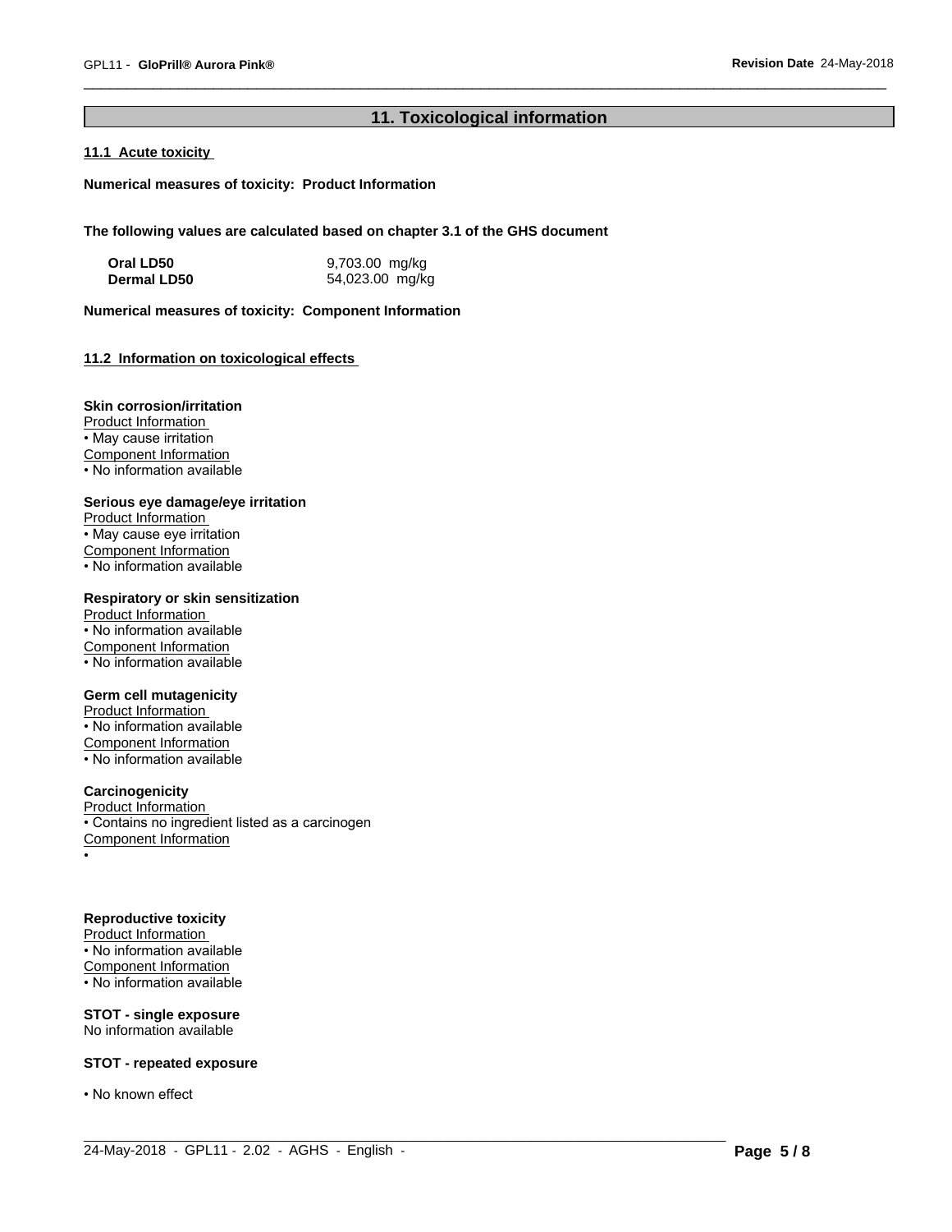## 11. Toxicological information

### 11.1 Acute toxicity

**Numerical measures of toxicity: Product Information**

**The following values are calculated based on chapter 3.1 of the GHS document**

| | |
|---|---|
| **Oral LD50** | 9,703.00 mg/kg |
| **Dermal LD50** | 54,023.00 mg/kg |

**Numerical measures of toxicity: Component Information**

### 11.2 Information on toxicological effects

**Skin corrosion/irritation**

Product Information
- May cause irritation

Component Information
- No information available

**Serious eye damage/eye irritation**

Product Information
- May cause eye irritation

Component Information
- No information available

**Respiratory or skin sensitization**

Product Information
- No information available

Component Information
- No information available

**Germ cell mutagenicity**

Product Information
- No information available

Component Information
- No information available

**Carcinogenicity**

Product Information
- Contains no ingredient listed as a carcinogen

Component Information
- 

**Reproductive toxicity**

Product Information
- No information available

Component Information
- No information available

**STOT - single exposure**

No information available

**STOT - repeated exposure**

- No known effect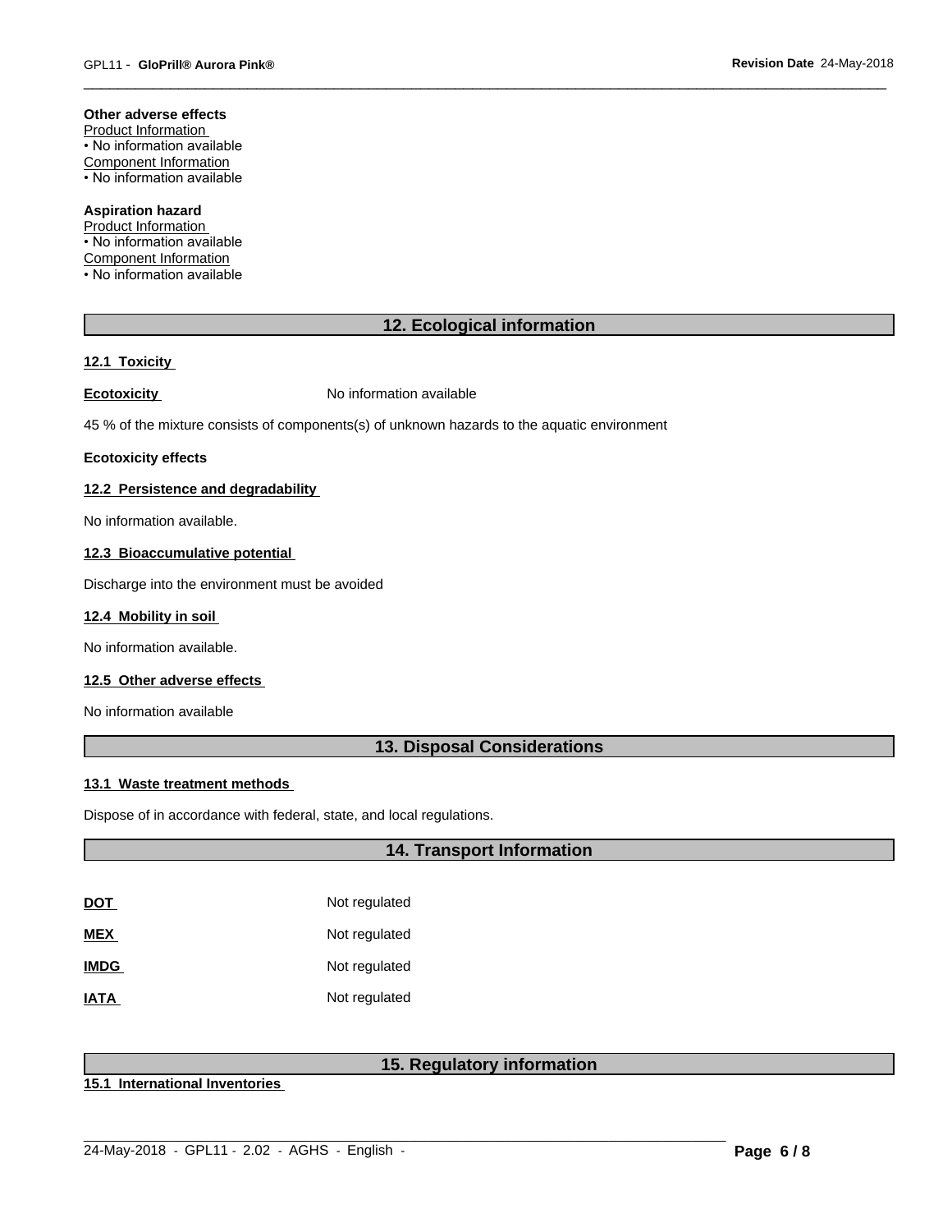**Other adverse effects**

Product Information

• No information available

Component Information

• No information available

**Aspiration hazard**

Product Information

• No information available

Component Information

• No information available

## 12. Ecological information

### 12.1 Toxicity

**Ecotoxicity** No information available

45 % of the mixture consists of components(s) of unknown hazards to the aquatic environment

**Ecotoxicity effects**

### 12.2 Persistence and degradability

No information available.

### 12.3 Bioaccumulative potential

Discharge into the environment must be avoided

### 12.4 Mobility in soil

No information available.

### 12.5 Other adverse effects

No information available

## 13. Disposal Considerations

### 13.1 Waste treatment methods

Dispose of in accordance with federal, state, and local regulations.

## 14. Transport Information

| | |
|---|---|
| **DOT** | Not regulated |
| **MEX** | Not regulated |
| **IMDG** | Not regulated |
| **IATA** | Not regulated |

## 15. Regulatory information

### 15.1 International Inventories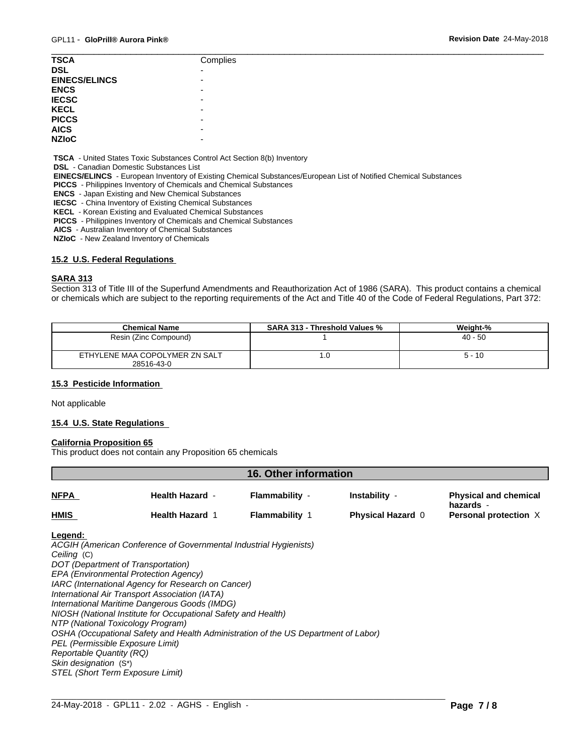| | |
|---|---|
| **TSCA** | Complies |
| **DSL** | - |
| **EINECS/ELINCS** | - |
| **ENCS** | - |
| **IECSC** | - |
| **KECL** | - |
| **PICCS** | - |
| **AICS** | - |
| **NZIoC** | - |

**TSCA** - United States Toxic Substances Control Act Section 8(b) Inventory
**DSL** - Canadian Domestic Substances List
**EINECS/ELINCS** - European Inventory of Existing Chemical Substances/European List of Notified Chemical Substances
**PICCS** - Philippines Inventory of Chemicals and Chemical Substances
**ENCS** - Japan Existing and New Chemical Substances
**IECSC** - China Inventory of Existing Chemical Substances
**KECL** - Korean Existing and Evaluated Chemical Substances
**PICCS** - Philippines Inventory of Chemicals and Chemical Substances
**AICS** - Australian Inventory of Chemical Substances
**NZIoC** - New Zealand Inventory of Chemicals

### 15.2 U.S. Federal Regulations

**SARA 313**

Section 313 of Title III of the Superfund Amendments and Reauthorization Act of 1986 (SARA). This product contains a chemical or chemicals which are subject to the reporting requirements of the Act and Title 40 of the Code of Federal Regulations, Part 372:

| Chemical Name | SARA 313 - Threshold Values % | Weight-% |
|---|---|---|
| Resin (Zinc Compound) | 1 | 40 - 50 |
| ETHYLENE MAA COPOLYMER ZN SALT 28516-43-0 | 1.0 | 5 - 10 |

### 15.3 Pesticide Information

Not applicable

### 15.4 U.S. State Regulations

**California Proposition 65**

This product does not contain any Proposition 65 chemicals

## 16. Other information

| | | | | |
|---|---|---|---|---|
| **NFPA** | **Health Hazard** - | **Flammability** - | **Instability** - | **Physical and chemical hazards** - |
| **HMIS** | **Health Hazard** 1 | **Flammability** 1 | **Physical Hazard** 0 | **Personal protection** X |

**Legend:**

*ACGIH (American Conference of Governmental Industrial Hygienists)*
*Ceiling* (C)
*DOT (Department of Transportation)*
*EPA (Environmental Protection Agency)*
*IARC (International Agency for Research on Cancer)*
*International Air Transport Association (IATA)*
*International Maritime Dangerous Goods (IMDG)*
*NIOSH (National Institute for Occupational Safety and Health)*
*NTP (National Toxicology Program)*
*OSHA (Occupational Safety and Health Administration of the US Department of Labor)*
*PEL (Permissible Exposure Limit)*
*Reportable Quantity (RQ)*
*Skin designation* (S*)
*STEL (Short Term Exposure Limit)*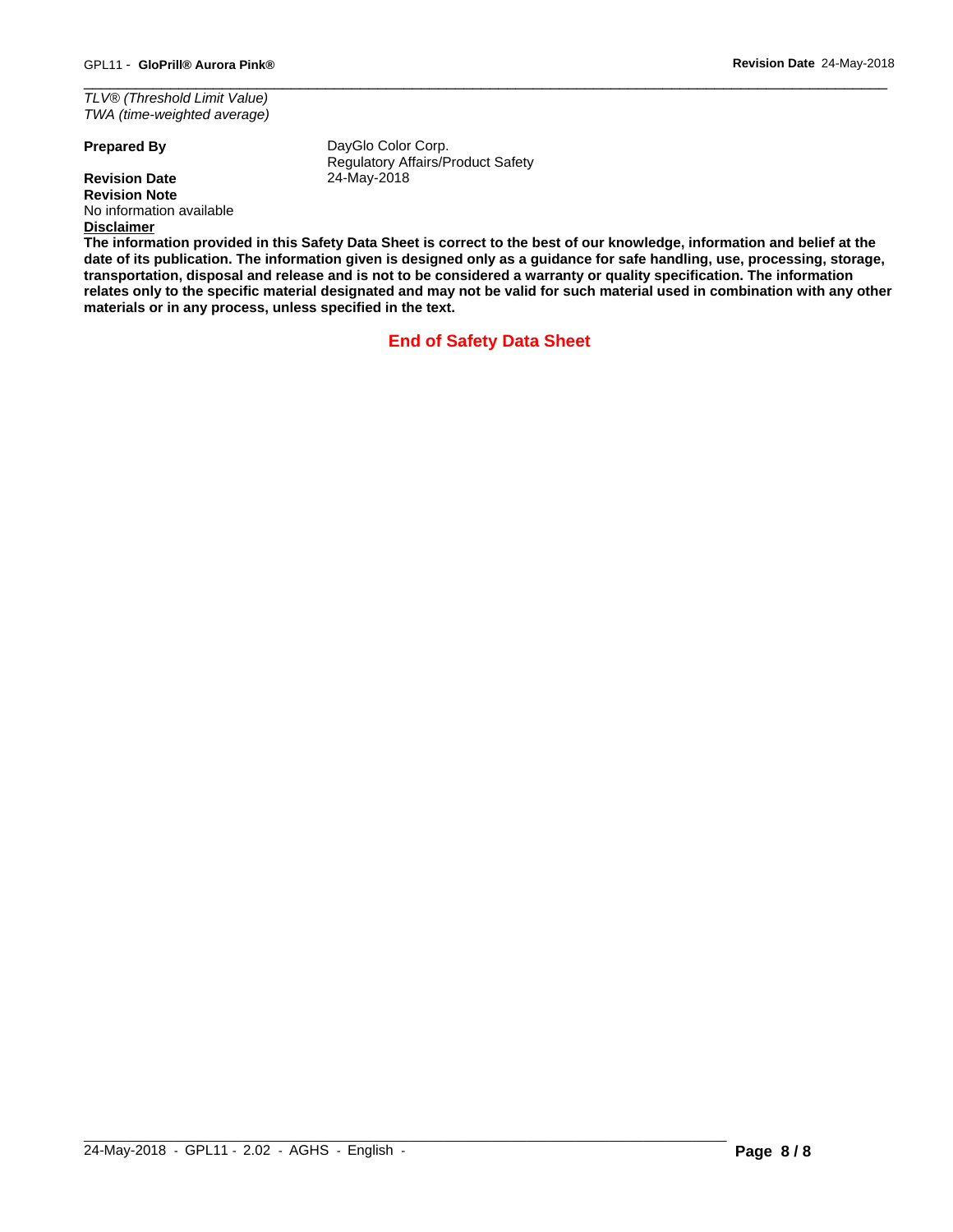*TLV® (Threshold Limit Value)*
*TWA (time-weighted average)*

**Prepared By** DayGlo Color Corp.
Regulatory Affairs/Product Safety

**Revision Date** 24-May-2018

**Revision Note**
No information available

**Disclaimer**

**The information provided in this Safety Data Sheet is correct to the best of our knowledge, information and belief at the date of its publication. The information given is designed only as a guidance for safe handling, use, processing, storage, transportation, disposal and release and is not to be considered a warranty or quality specification. The information relates only to the specific material designated and may not be valid for such material used in combination with any other materials or in any process, unless specified in the text.**

**End of Safety Data Sheet**